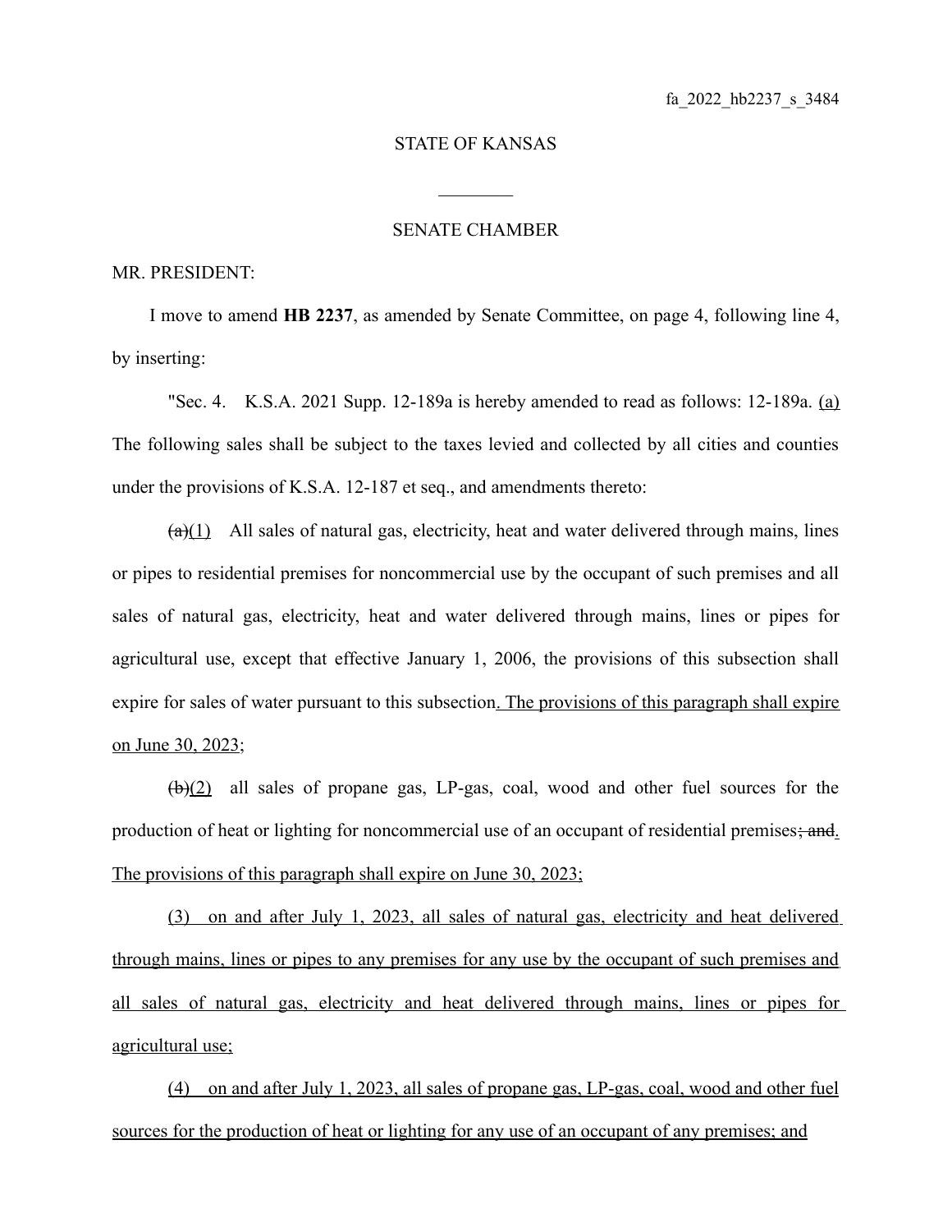fa_2022_hb2237_s_3484

STATE OF KANSAS

________

SENATE CHAMBER

MR. PRESIDENT:

I move to amend **HB 2237**, as amended by Senate Committee, on page 4, following line 4, by inserting:

"Sec. 4. K.S.A. 2021 Supp. 12-189a is hereby amended to read as follows: 12-189a. (a) The following sales shall be subject to the taxes levied and collected by all cities and counties under the provisions of K.S.A. 12-187 et seq., and amendments thereto:

~~(a)~~(1) All sales of natural gas, electricity, heat and water delivered through mains, lines or pipes to residential premises for noncommercial use by the occupant of such premises and all sales of natural gas, electricity, heat and water delivered through mains, lines or pipes for agricultural use, except that effective January 1, 2006, the provisions of this subsection shall expire for sales of water pursuant to this subsection. The provisions of this paragraph shall expire on June 30, 2023;

~~(b)~~(2) all sales of propane gas, LP-gas, coal, wood and other fuel sources for the production of heat or lighting for noncommercial use of an occupant of residential premises~~; and~~. The provisions of this paragraph shall expire on June 30, 2023;

(3) on and after July 1, 2023, all sales of natural gas, electricity and heat delivered through mains, lines or pipes to any premises for any use by the occupant of such premises and all sales of natural gas, electricity and heat delivered through mains, lines or pipes for agricultural use;

(4) on and after July 1, 2023, all sales of propane gas, LP-gas, coal, wood and other fuel sources for the production of heat or lighting for any use of an occupant of any premises; and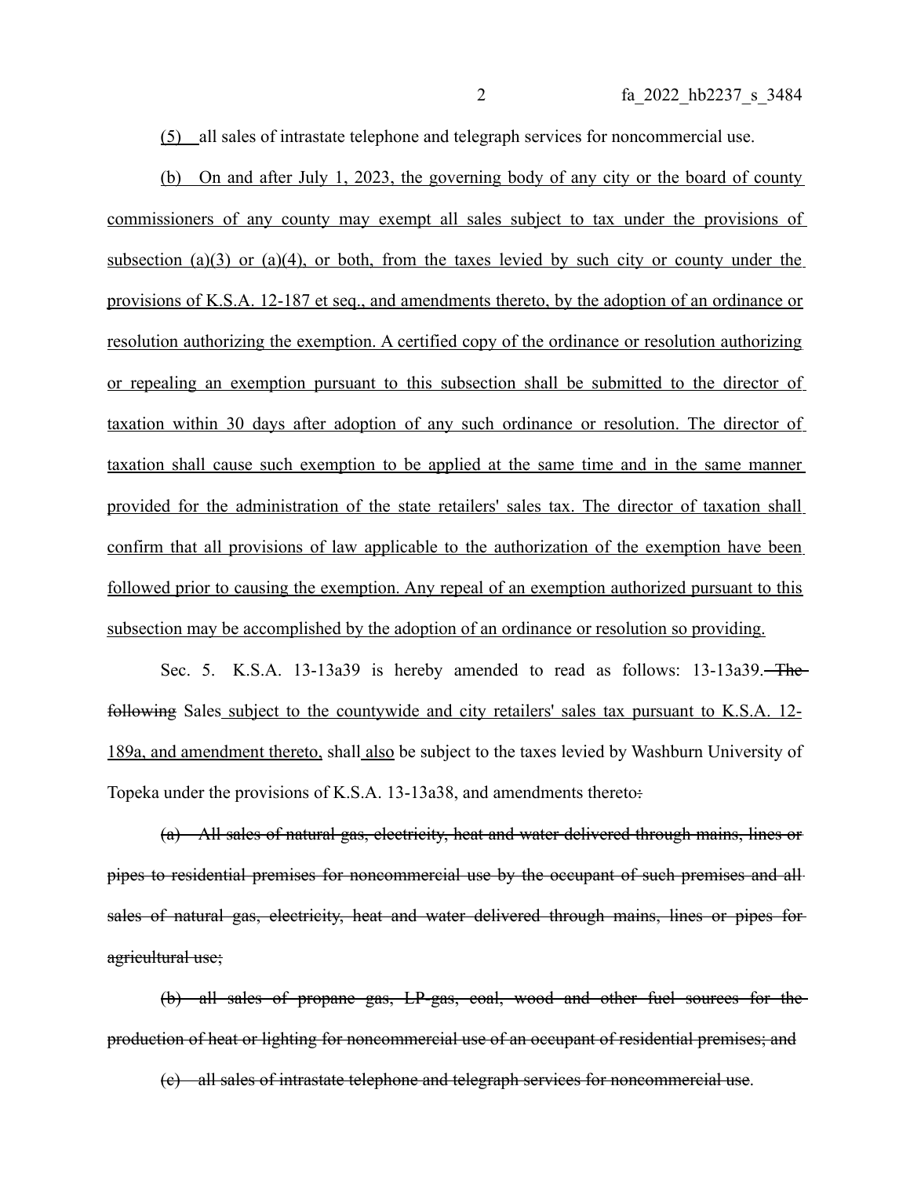(5) all sales of intrastate telephone and telegraph services for noncommercial use.

(b) On and after July 1, 2023, the governing body of any city or the board of county commissioners of any county may exempt all sales subject to tax under the provisions of subsection (a)(3) or (a)(4), or both, from the taxes levied by such city or county under the provisions of K.S.A. 12-187 et seq., and amendments thereto, by the adoption of an ordinance or resolution authorizing the exemption. A certified copy of the ordinance or resolution authorizing or repealing an exemption pursuant to this subsection shall be submitted to the director of taxation within 30 days after adoption of any such ordinance or resolution. The director of taxation shall cause such exemption to be applied at the same time and in the same manner provided for the administration of the state retailers' sales tax. The director of taxation shall confirm that all provisions of law applicable to the authorization of the exemption have been followed prior to causing the exemption. Any repeal of an exemption authorized pursuant to this subsection may be accomplished by the adoption of an ordinance or resolution so providing.

Sec. 5. K.S.A. 13-13a39 is hereby amended to read as follows: 13-13a39. ~~The following~~ Sales subject to the countywide and city retailers' sales tax pursuant to K.S.A. 12-189a, and amendment thereto, shall also be subject to the taxes levied by Washburn University of Topeka under the provisions of K.S.A. 13-13a38, and amendments thereto~~:~~.

~~(a) All sales of natural gas, electricity, heat and water delivered through mains, lines or pipes to residential premises for noncommercial use by the occupant of such premises and all sales of natural gas, electricity, heat and water delivered through mains, lines or pipes for agricultural use;~~

~~(b) all sales of propane gas, LP-gas, coal, wood and other fuel sources for the production of heat or lighting for noncommercial use of an occupant of residential premises; and~~

~~(c) all sales of intrastate telephone and telegraph services for noncommercial use~~.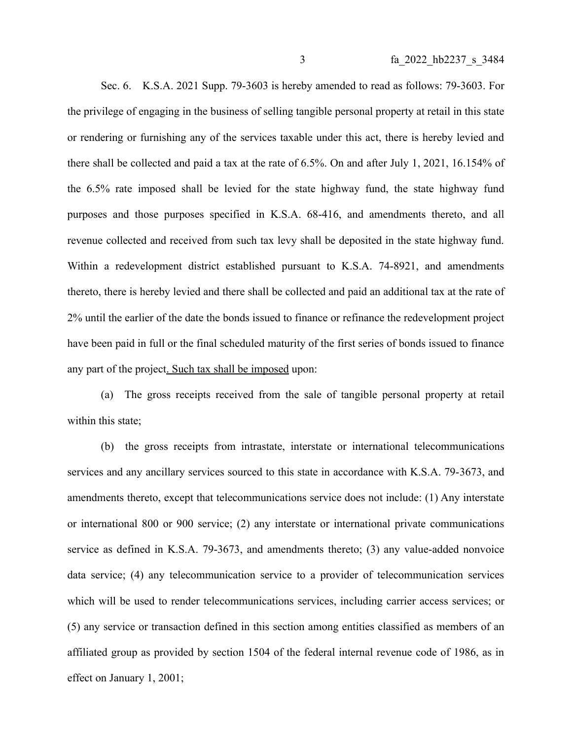Sec. 6. K.S.A. 2021 Supp. 79-3603 is hereby amended to read as follows: 79-3603. For the privilege of engaging in the business of selling tangible personal property at retail in this state or rendering or furnishing any of the services taxable under this act, there is hereby levied and there shall be collected and paid a tax at the rate of 6.5%. On and after July 1, 2021, 16.154% of the 6.5% rate imposed shall be levied for the state highway fund, the state highway fund purposes and those purposes specified in K.S.A. 68-416, and amendments thereto, and all revenue collected and received from such tax levy shall be deposited in the state highway fund. Within a redevelopment district established pursuant to K.S.A. 74-8921, and amendments thereto, there is hereby levied and there shall be collected and paid an additional tax at the rate of 2% until the earlier of the date the bonds issued to finance or refinance the redevelopment project have been paid in full or the final scheduled maturity of the first series of bonds issued to finance any part of the project<u>. Such tax shall be imposed</u> upon:

(a) The gross receipts received from the sale of tangible personal property at retail within this state;

(b) the gross receipts from intrastate, interstate or international telecommunications services and any ancillary services sourced to this state in accordance with K.S.A. 79-3673, and amendments thereto, except that telecommunications service does not include: (1) Any interstate or international 800 or 900 service; (2) any interstate or international private communications service as defined in K.S.A. 79-3673, and amendments thereto; (3) any value-added nonvoice data service; (4) any telecommunication service to a provider of telecommunication services which will be used to render telecommunications services, including carrier access services; or (5) any service or transaction defined in this section among entities classified as members of an affiliated group as provided by section 1504 of the federal internal revenue code of 1986, as in effect on January 1, 2001;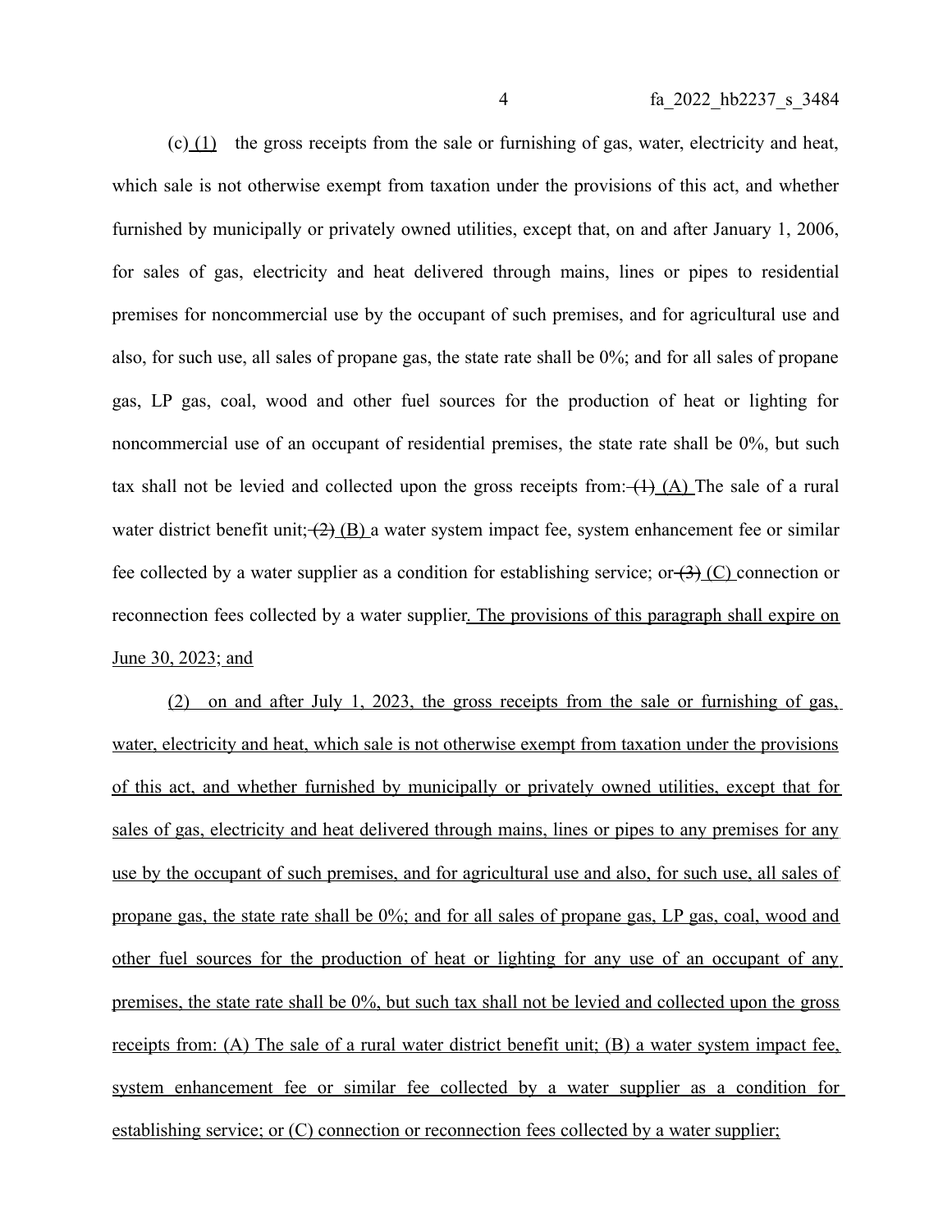(c) (1) the gross receipts from the sale or furnishing of gas, water, electricity and heat, which sale is not otherwise exempt from taxation under the provisions of this act, and whether furnished by municipally or privately owned utilities, except that, on and after January 1, 2006, for sales of gas, electricity and heat delivered through mains, lines or pipes to residential premises for noncommercial use by the occupant of such premises, and for agricultural use and also, for such use, all sales of propane gas, the state rate shall be 0%; and for all sales of propane gas, LP gas, coal, wood and other fuel sources for the production of heat or lighting for noncommercial use of an occupant of residential premises, the state rate shall be 0%, but such tax shall not be levied and collected upon the gross receipts from: ~~(1)~~ (A) The sale of a rural water district benefit unit; ~~(2)~~ (B) a water system impact fee, system enhancement fee or similar fee collected by a water supplier as a condition for establishing service; or ~~(3)~~ (C) connection or reconnection fees collected by a water supplier. The provisions of this paragraph shall expire on June 30, 2023; and

(2) on and after July 1, 2023, the gross receipts from the sale or furnishing of gas, water, electricity and heat, which sale is not otherwise exempt from taxation under the provisions of this act, and whether furnished by municipally or privately owned utilities, except that for sales of gas, electricity and heat delivered through mains, lines or pipes to any premises for any use by the occupant of such premises, and for agricultural use and also, for such use, all sales of propane gas, the state rate shall be 0%; and for all sales of propane gas, LP gas, coal, wood and other fuel sources for the production of heat or lighting for any use of an occupant of any premises, the state rate shall be 0%, but such tax shall not be levied and collected upon the gross receipts from: (A) The sale of a rural water district benefit unit; (B) a water system impact fee, system enhancement fee or similar fee collected by a water supplier as a condition for establishing service; or (C) connection or reconnection fees collected by a water supplier;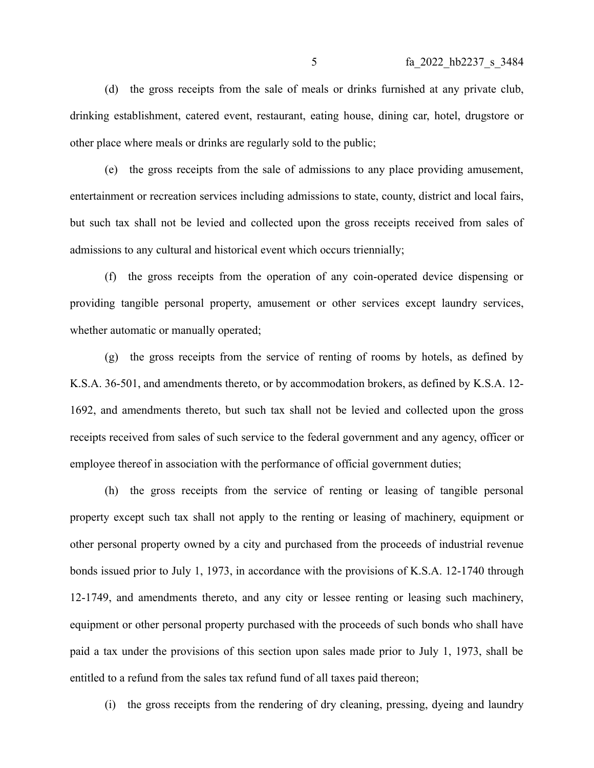(d) the gross receipts from the sale of meals or drinks furnished at any private club, drinking establishment, catered event, restaurant, eating house, dining car, hotel, drugstore or other place where meals or drinks are regularly sold to the public;

(e) the gross receipts from the sale of admissions to any place providing amusement, entertainment or recreation services including admissions to state, county, district and local fairs, but such tax shall not be levied and collected upon the gross receipts received from sales of admissions to any cultural and historical event which occurs triennially;

(f) the gross receipts from the operation of any coin-operated device dispensing or providing tangible personal property, amusement or other services except laundry services, whether automatic or manually operated;

(g) the gross receipts from the service of renting of rooms by hotels, as defined by K.S.A. 36-501, and amendments thereto, or by accommodation brokers, as defined by K.S.A. 12-1692, and amendments thereto, but such tax shall not be levied and collected upon the gross receipts received from sales of such service to the federal government and any agency, officer or employee thereof in association with the performance of official government duties;

(h) the gross receipts from the service of renting or leasing of tangible personal property except such tax shall not apply to the renting or leasing of machinery, equipment or other personal property owned by a city and purchased from the proceeds of industrial revenue bonds issued prior to July 1, 1973, in accordance with the provisions of K.S.A. 12-1740 through 12-1749, and amendments thereto, and any city or lessee renting or leasing such machinery, equipment or other personal property purchased with the proceeds of such bonds who shall have paid a tax under the provisions of this section upon sales made prior to July 1, 1973, shall be entitled to a refund from the sales tax refund fund of all taxes paid thereon;

(i) the gross receipts from the rendering of dry cleaning, pressing, dyeing and laundry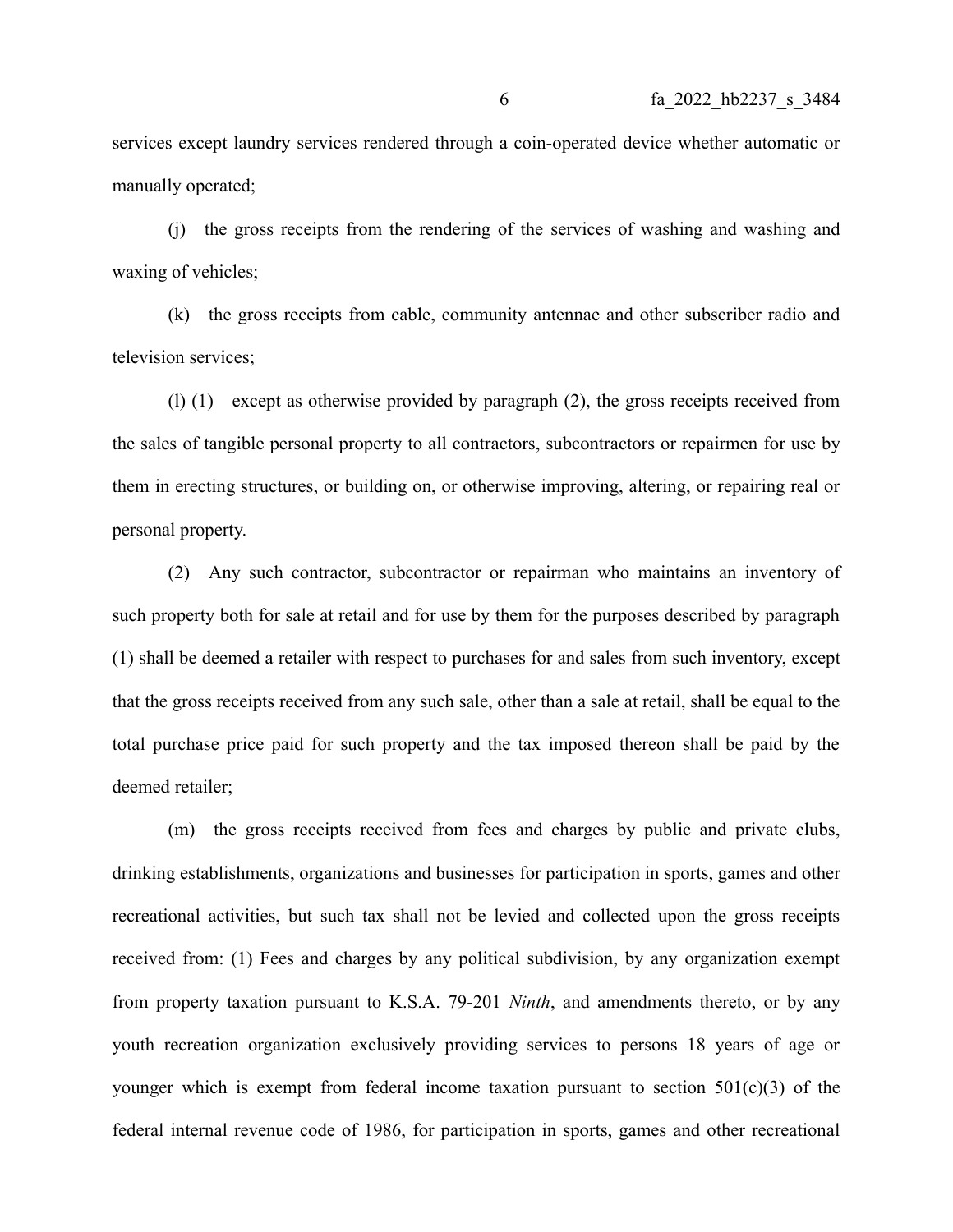services except laundry services rendered through a coin-operated device whether automatic or manually operated;

(j) the gross receipts from the rendering of the services of washing and washing and waxing of vehicles;

(k) the gross receipts from cable, community antennae and other subscriber radio and television services;

(l) (1) except as otherwise provided by paragraph (2), the gross receipts received from the sales of tangible personal property to all contractors, subcontractors or repairmen for use by them in erecting structures, or building on, or otherwise improving, altering, or repairing real or personal property.

(2) Any such contractor, subcontractor or repairman who maintains an inventory of such property both for sale at retail and for use by them for the purposes described by paragraph (1) shall be deemed a retailer with respect to purchases for and sales from such inventory, except that the gross receipts received from any such sale, other than a sale at retail, shall be equal to the total purchase price paid for such property and the tax imposed thereon shall be paid by the deemed retailer;

(m) the gross receipts received from fees and charges by public and private clubs, drinking establishments, organizations and businesses for participation in sports, games and other recreational activities, but such tax shall not be levied and collected upon the gross receipts received from: (1) Fees and charges by any political subdivision, by any organization exempt from property taxation pursuant to K.S.A. 79-201 *Ninth*, and amendments thereto, or by any youth recreation organization exclusively providing services to persons 18 years of age or younger which is exempt from federal income taxation pursuant to section 501(c)(3) of the federal internal revenue code of 1986, for participation in sports, games and other recreational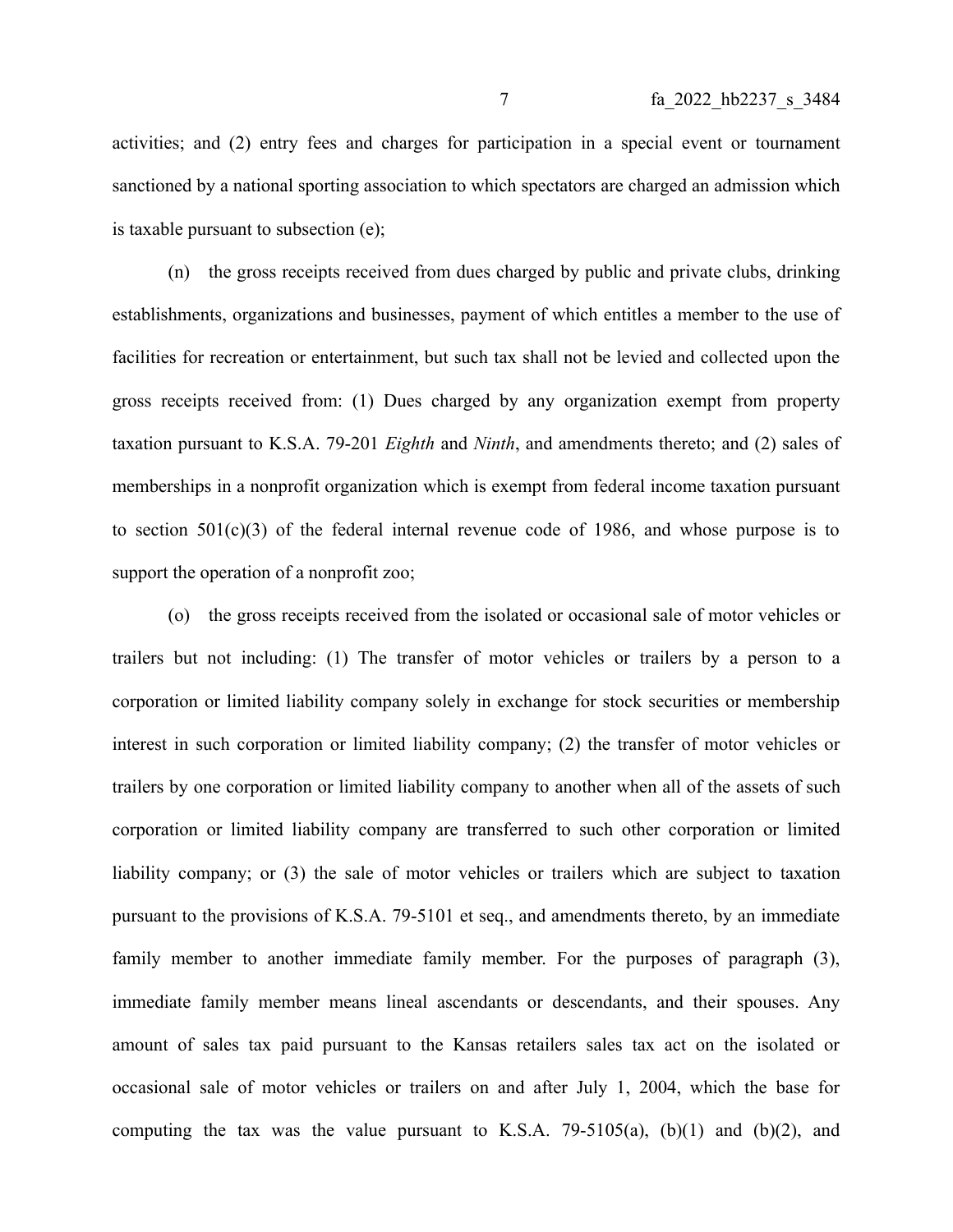activities; and (2) entry fees and charges for participation in a special event or tournament sanctioned by a national sporting association to which spectators are charged an admission which is taxable pursuant to subsection (e);

(n) the gross receipts received from dues charged by public and private clubs, drinking establishments, organizations and businesses, payment of which entitles a member to the use of facilities for recreation or entertainment, but such tax shall not be levied and collected upon the gross receipts received from: (1) Dues charged by any organization exempt from property taxation pursuant to K.S.A. 79-201 *Eighth* and *Ninth*, and amendments thereto; and (2) sales of memberships in a nonprofit organization which is exempt from federal income taxation pursuant to section 501(c)(3) of the federal internal revenue code of 1986, and whose purpose is to support the operation of a nonprofit zoo;

(o) the gross receipts received from the isolated or occasional sale of motor vehicles or trailers but not including: (1) The transfer of motor vehicles or trailers by a person to a corporation or limited liability company solely in exchange for stock securities or membership interest in such corporation or limited liability company; (2) the transfer of motor vehicles or trailers by one corporation or limited liability company to another when all of the assets of such corporation or limited liability company are transferred to such other corporation or limited liability company; or (3) the sale of motor vehicles or trailers which are subject to taxation pursuant to the provisions of K.S.A. 79-5101 et seq., and amendments thereto, by an immediate family member to another immediate family member. For the purposes of paragraph (3), immediate family member means lineal ascendants or descendants, and their spouses. Any amount of sales tax paid pursuant to the Kansas retailers sales tax act on the isolated or occasional sale of motor vehicles or trailers on and after July 1, 2004, which the base for computing the tax was the value pursuant to K.S.A. 79-5105(a), (b)(1) and (b)(2), and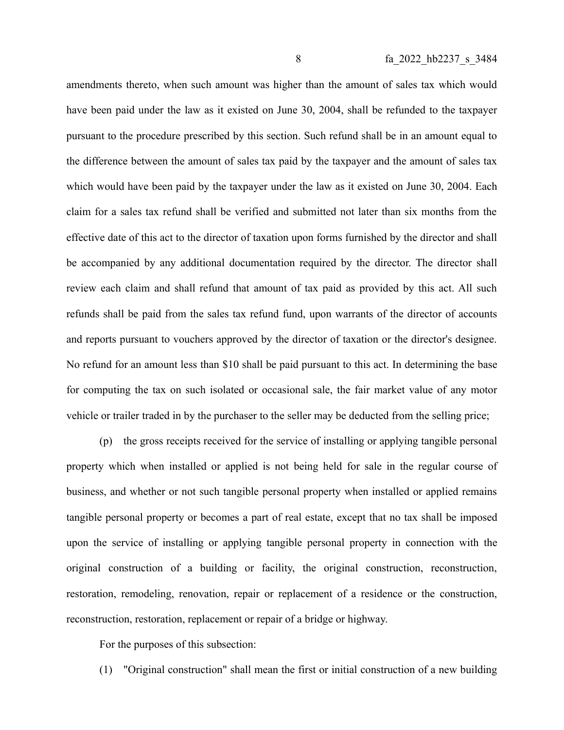amendments thereto, when such amount was higher than the amount of sales tax which would have been paid under the law as it existed on June 30, 2004, shall be refunded to the taxpayer pursuant to the procedure prescribed by this section. Such refund shall be in an amount equal to the difference between the amount of sales tax paid by the taxpayer and the amount of sales tax which would have been paid by the taxpayer under the law as it existed on June 30, 2004. Each claim for a sales tax refund shall be verified and submitted not later than six months from the effective date of this act to the director of taxation upon forms furnished by the director and shall be accompanied by any additional documentation required by the director. The director shall review each claim and shall refund that amount of tax paid as provided by this act. All such refunds shall be paid from the sales tax refund fund, upon warrants of the director of accounts and reports pursuant to vouchers approved by the director of taxation or the director's designee. No refund for an amount less than $10 shall be paid pursuant to this act. In determining the base for computing the tax on such isolated or occasional sale, the fair market value of any motor vehicle or trailer traded in by the purchaser to the seller may be deducted from the selling price;

(p) the gross receipts received for the service of installing or applying tangible personal property which when installed or applied is not being held for sale in the regular course of business, and whether or not such tangible personal property when installed or applied remains tangible personal property or becomes a part of real estate, except that no tax shall be imposed upon the service of installing or applying tangible personal property in connection with the original construction of a building or facility, the original construction, reconstruction, restoration, remodeling, renovation, repair or replacement of a residence or the construction, reconstruction, restoration, replacement or repair of a bridge or highway.

For the purposes of this subsection:

(1) "Original construction" shall mean the first or initial construction of a new building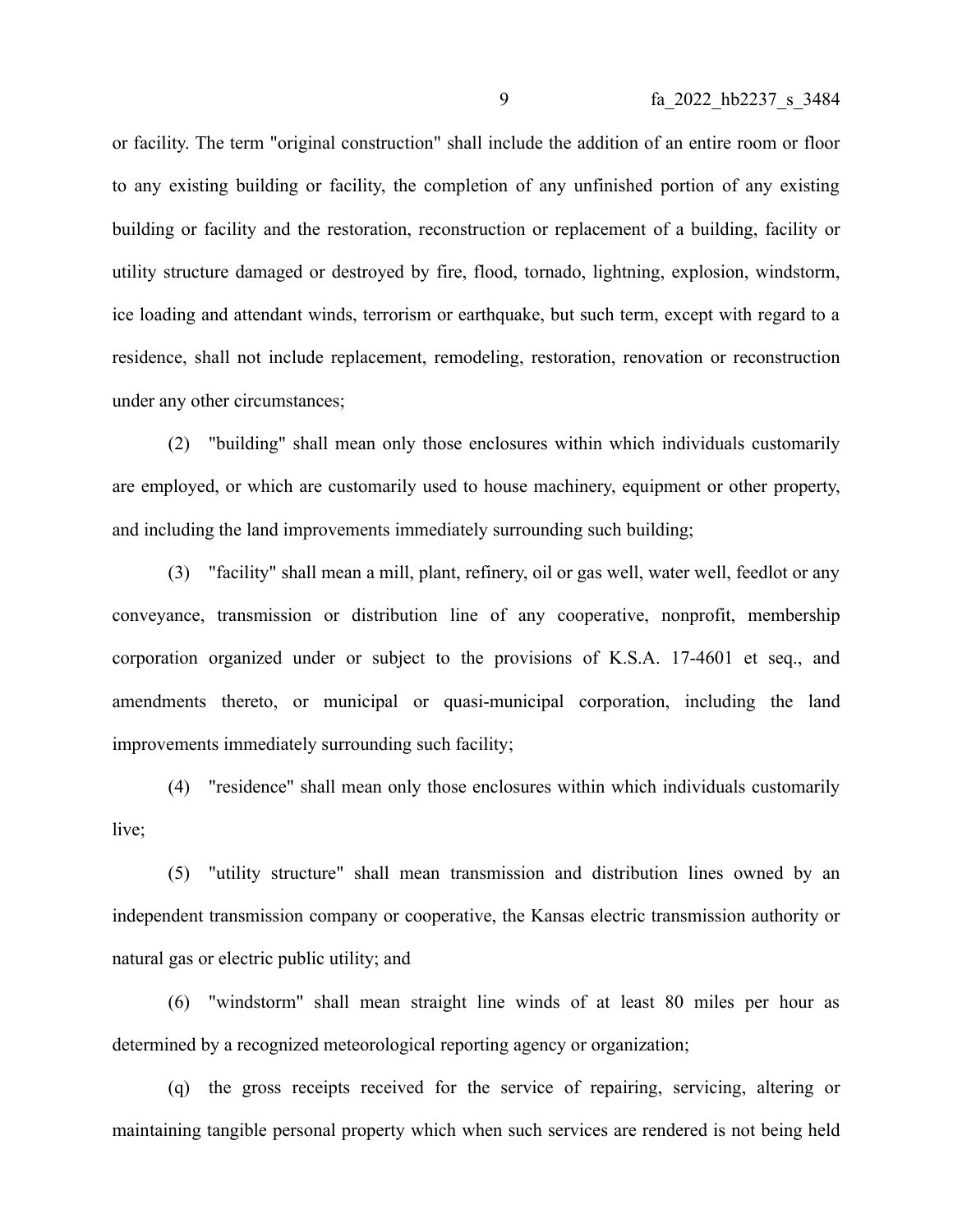or facility. The term "original construction" shall include the addition of an entire room or floor to any existing building or facility, the completion of any unfinished portion of any existing building or facility and the restoration, reconstruction or replacement of a building, facility or utility structure damaged or destroyed by fire, flood, tornado, lightning, explosion, windstorm, ice loading and attendant winds, terrorism or earthquake, but such term, except with regard to a residence, shall not include replacement, remodeling, restoration, renovation or reconstruction under any other circumstances;

(2) "building" shall mean only those enclosures within which individuals customarily are employed, or which are customarily used to house machinery, equipment or other property, and including the land improvements immediately surrounding such building;

(3) "facility" shall mean a mill, plant, refinery, oil or gas well, water well, feedlot or any conveyance, transmission or distribution line of any cooperative, nonprofit, membership corporation organized under or subject to the provisions of K.S.A. 17-4601 et seq., and amendments thereto, or municipal or quasi-municipal corporation, including the land improvements immediately surrounding such facility;

(4) "residence" shall mean only those enclosures within which individuals customarily live;

(5) "utility structure" shall mean transmission and distribution lines owned by an independent transmission company or cooperative, the Kansas electric transmission authority or natural gas or electric public utility; and

(6) "windstorm" shall mean straight line winds of at least 80 miles per hour as determined by a recognized meteorological reporting agency or organization;

(q) the gross receipts received for the service of repairing, servicing, altering or maintaining tangible personal property which when such services are rendered is not being held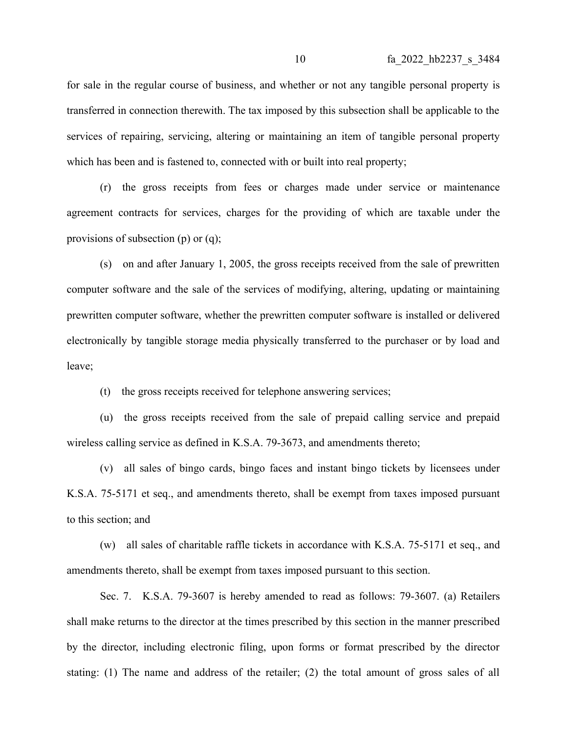for sale in the regular course of business, and whether or not any tangible personal property is transferred in connection therewith. The tax imposed by this subsection shall be applicable to the services of repairing, servicing, altering or maintaining an item of tangible personal property which has been and is fastened to, connected with or built into real property;

(r) the gross receipts from fees or charges made under service or maintenance agreement contracts for services, charges for the providing of which are taxable under the provisions of subsection (p) or (q);

(s) on and after January 1, 2005, the gross receipts received from the sale of prewritten computer software and the sale of the services of modifying, altering, updating or maintaining prewritten computer software, whether the prewritten computer software is installed or delivered electronically by tangible storage media physically transferred to the purchaser or by load and leave;

(t) the gross receipts received for telephone answering services;

(u) the gross receipts received from the sale of prepaid calling service and prepaid wireless calling service as defined in K.S.A. 79-3673, and amendments thereto;

(v) all sales of bingo cards, bingo faces and instant bingo tickets by licensees under K.S.A. 75-5171 et seq., and amendments thereto, shall be exempt from taxes imposed pursuant to this section; and

(w) all sales of charitable raffle tickets in accordance with K.S.A. 75-5171 et seq., and amendments thereto, shall be exempt from taxes imposed pursuant to this section.

Sec. 7. K.S.A. 79-3607 is hereby amended to read as follows: 79-3607. (a) Retailers shall make returns to the director at the times prescribed by this section in the manner prescribed by the director, including electronic filing, upon forms or format prescribed by the director stating: (1) The name and address of the retailer; (2) the total amount of gross sales of all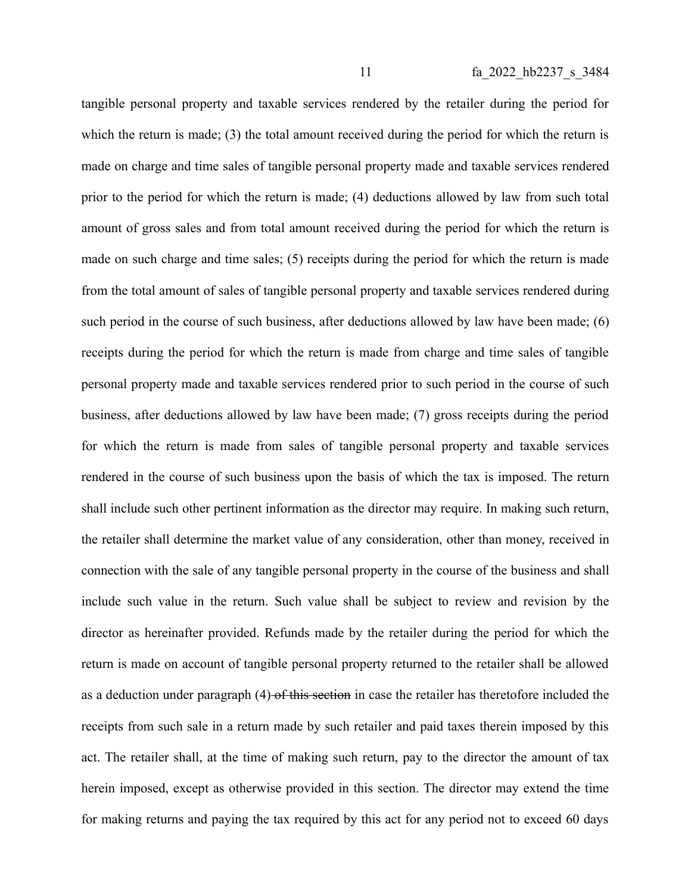tangible personal property and taxable services rendered by the retailer during the period for which the return is made; (3) the total amount received during the period for which the return is made on charge and time sales of tangible personal property made and taxable services rendered prior to the period for which the return is made; (4) deductions allowed by law from such total amount of gross sales and from total amount received during the period for which the return is made on such charge and time sales; (5) receipts during the period for which the return is made from the total amount of sales of tangible personal property and taxable services rendered during such period in the course of such business, after deductions allowed by law have been made; (6) receipts during the period for which the return is made from charge and time sales of tangible personal property made and taxable services rendered prior to such period in the course of such business, after deductions allowed by law have been made; (7) gross receipts during the period for which the return is made from sales of tangible personal property and taxable services rendered in the course of such business upon the basis of which the tax is imposed. The return shall include such other pertinent information as the director may require. In making such return, the retailer shall determine the market value of any consideration, other than money, received in connection with the sale of any tangible personal property in the course of the business and shall include such value in the return. Such value shall be subject to review and revision by the director as hereinafter provided. Refunds made by the retailer during the period for which the return is made on account of tangible personal property returned to the retailer shall be allowed as a deduction under paragraph (4) ~~of this section~~ in case the retailer has theretofore included the receipts from such sale in a return made by such retailer and paid taxes therein imposed by this act. The retailer shall, at the time of making such return, pay to the director the amount of tax herein imposed, except as otherwise provided in this section. The director may extend the time for making returns and paying the tax required by this act for any period not to exceed 60 days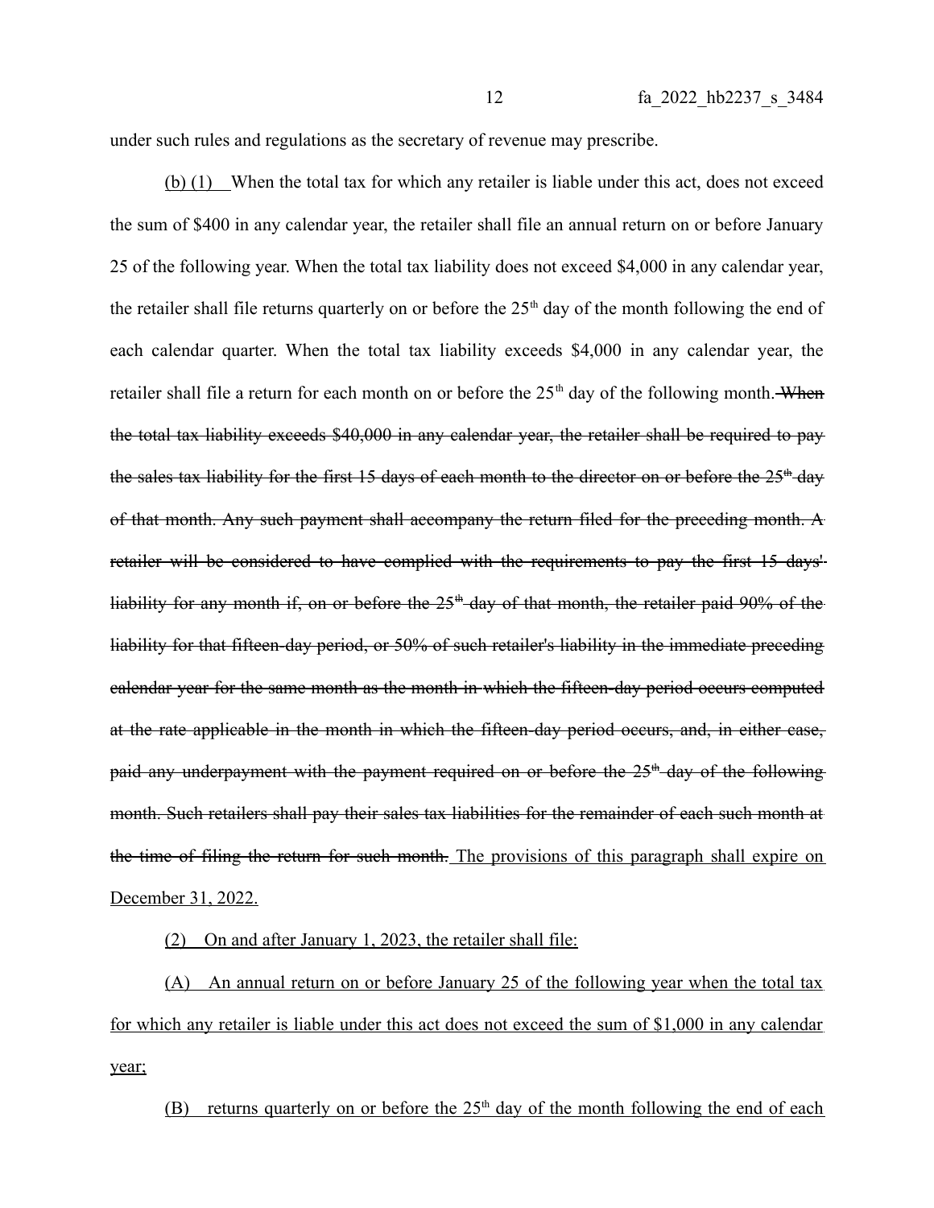under such rules and regulations as the secretary of revenue may prescribe.

<u>(b) (1)</u> When the total tax for which any retailer is liable under this act, does not exceed the sum of $400 in any calendar year, the retailer shall file an annual return on or before January 25 of the following year. When the total tax liability does not exceed $4,000 in any calendar year, the retailer shall file returns quarterly on or before the 25th day of the month following the end of each calendar quarter. When the total tax liability exceeds $4,000 in any calendar year, the retailer shall file a return for each month on or before the 25th day of the following month. ~~When the total tax liability exceeds $40,000 in any calendar year, the retailer shall be required to pay the sales tax liability for the first 15 days of each month to the director on or before the 25th day of that month. Any such payment shall accompany the return filed for the preceding month. A retailer will be considered to have complied with the requirements to pay the first 15 days' liability for any month if, on or before the 25th day of that month, the retailer paid 90% of the liability for that fifteen-day period, or 50% of such retailer's liability in the immediate preceding calendar year for the same month as the month in which the fifteen-day period occurs computed at the rate applicable in the month in which the fifteen-day period occurs, and, in either case, paid any underpayment with the payment required on or before the 25th day of the following month. Such retailers shall pay their sales tax liabilities for the remainder of each such month at the time of filing the return for such month.~~ <u>The provisions of this paragraph shall expire on December 31, 2022.</u>

<u>(2) On and after January 1, 2023, the retailer shall file:</u>

<u>(A) An annual return on or before January 25 of the following year when the total tax for which any retailer is liable under this act does not exceed the sum of $1,000 in any calendar year;</u>

<u>(B) returns quarterly on or before the 25th day of the month following the end of each</u>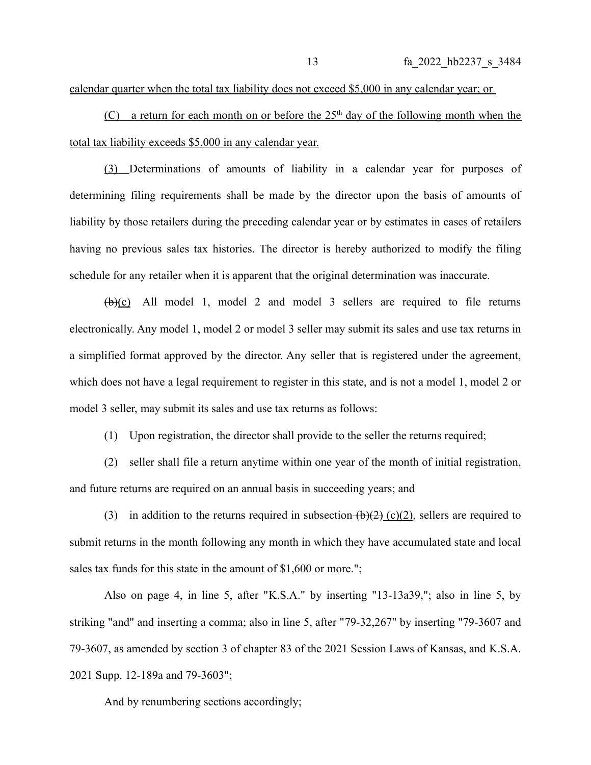calendar quarter when the total tax liability does not exceed $5,000 in any calendar year; or

(C) a return for each month on or before the 25th day of the following month when the total tax liability exceeds $5,000 in any calendar year.

(3) Determinations of amounts of liability in a calendar year for purposes of determining filing requirements shall be made by the director upon the basis of amounts of liability by those retailers during the preceding calendar year or by estimates in cases of retailers having no previous sales tax histories. The director is hereby authorized to modify the filing schedule for any retailer when it is apparent that the original determination was inaccurate.

~~(b)~~(c) All model 1, model 2 and model 3 sellers are required to file returns electronically. Any model 1, model 2 or model 3 seller may submit its sales and use tax returns in a simplified format approved by the director. Any seller that is registered under the agreement, which does not have a legal requirement to register in this state, and is not a model 1, model 2 or model 3 seller, may submit its sales and use tax returns as follows:

(1) Upon registration, the director shall provide to the seller the returns required;

(2) seller shall file a return anytime within one year of the month of initial registration, and future returns are required on an annual basis in succeeding years; and

(3) in addition to the returns required in subsection ~~(b)(2)~~ (c)(2), sellers are required to submit returns in the month following any month in which they have accumulated state and local sales tax funds for this state in the amount of $1,600 or more.";

Also on page 4, in line 5, after "K.S.A." by inserting "13-13a39,"; also in line 5, by striking "and" and inserting a comma; also in line 5, after "79-32,267" by inserting "79-3607 and 79-3607, as amended by section 3 of chapter 83 of the 2021 Session Laws of Kansas, and K.S.A. 2021 Supp. 12-189a and 79-3603";

And by renumbering sections accordingly;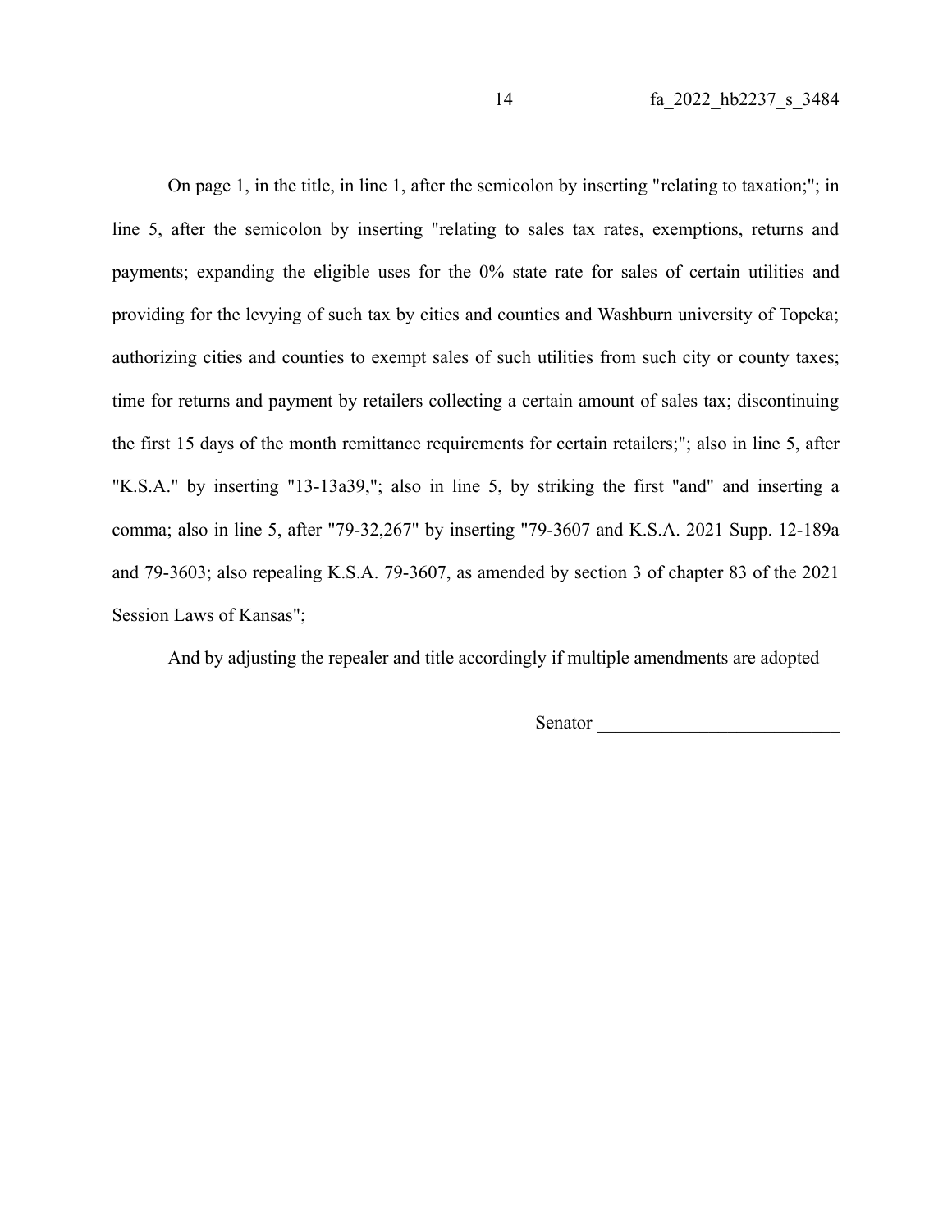On page 1, in the title, in line 1, after the semicolon by inserting "relating to taxation;"; in line 5, after the semicolon by inserting "relating to sales tax rates, exemptions, returns and payments; expanding the eligible uses for the 0% state rate for sales of certain utilities and providing for the levying of such tax by cities and counties and Washburn university of Topeka; authorizing cities and counties to exempt sales of such utilities from such city or county taxes; time for returns and payment by retailers collecting a certain amount of sales tax; discontinuing the first 15 days of the month remittance requirements for certain retailers;"; also in line 5, after "K.S.A." by inserting "13-13a39,"; also in line 5, by striking the first "and" and inserting a comma; also in line 5, after "79-32,267" by inserting "79-3607 and K.S.A. 2021 Supp. 12-189a and 79-3603; also repealing K.S.A. 79-3607, as amended by section 3 of chapter 83 of the 2021 Session Laws of Kansas";

And by adjusting the repealer and title accordingly if multiple amendments are adopted

Senator \_\_\_\_\_\_\_\_\_\_\_\_\_\_\_\_\_\_\_\_\_\_\_\_\_